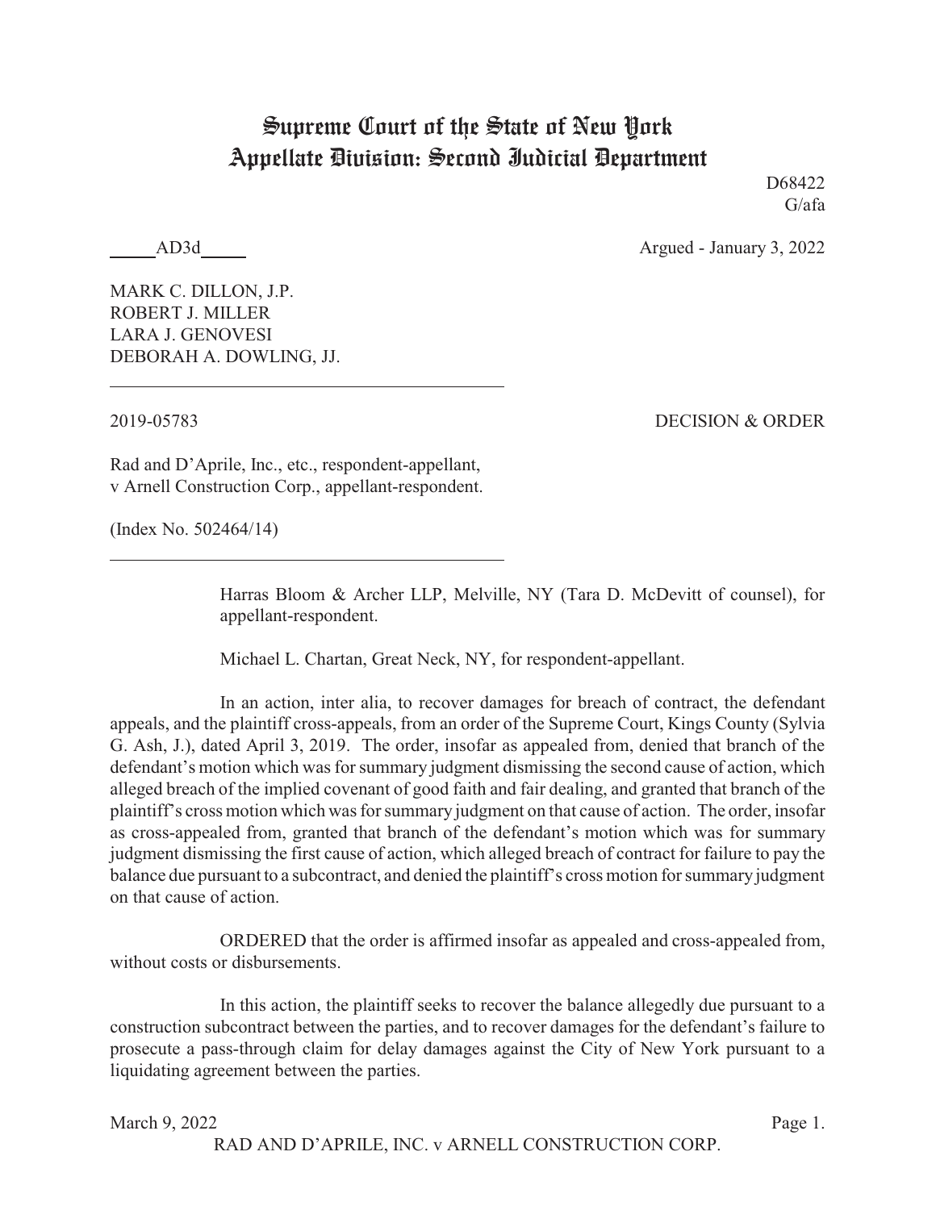# Supreme Court of the State of New York
## Appellate Division: Second Judicial Department

D68422
G/afa

_____AD3d_____ Argued - January 3, 2022

MARK C. DILLON, J.P.
ROBERT J. MILLER
LARA J. GENOVESI
DEBORAH A. DOWLING, JJ.

---

2019-05783 DECISION & ORDER

Rad and D'Aprile, Inc., etc., respondent-appellant,
v Arnell Construction Corp., appellant-respondent.

(Index No. 502464/14)

---

Harras Bloom & Archer LLP, Melville, NY (Tara D. McDevitt of counsel), for appellant-respondent.

Michael L. Chartan, Great Neck, NY, for respondent-appellant.

In an action, inter alia, to recover damages for breach of contract, the defendant appeals, and the plaintiff cross-appeals, from an order of the Supreme Court, Kings County (Sylvia G. Ash, J.), dated April 3, 2019. The order, insofar as appealed from, denied that branch of the defendant's motion which was for summary judgment dismissing the second cause of action, which alleged breach of the implied covenant of good faith and fair dealing, and granted that branch of the plaintiff's cross motion which was for summary judgment on that cause of action. The order, insofar as cross-appealed from, granted that branch of the defendant's motion which was for summary judgment dismissing the first cause of action, which alleged breach of contract for failure to pay the balance due pursuant to a subcontract, and denied the plaintiff's cross motion for summary judgment on that cause of action.

ORDERED that the order is affirmed insofar as appealed and cross-appealed from, without costs or disbursements.

In this action, the plaintiff seeks to recover the balance allegedly due pursuant to a construction subcontract between the parties, and to recover damages for the defendant's failure to prosecute a pass-through claim for delay damages against the City of New York pursuant to a liquidating agreement between the parties.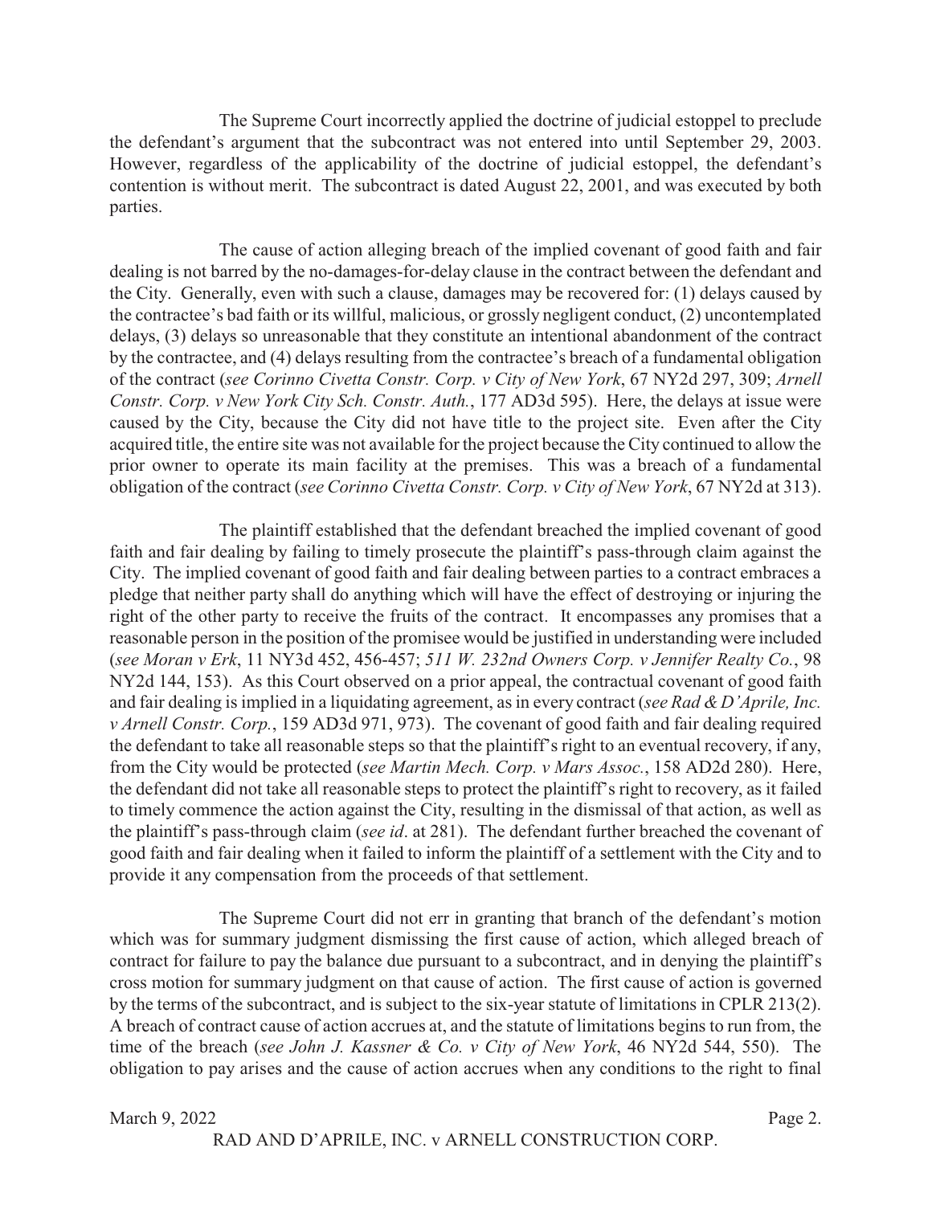The Supreme Court incorrectly applied the doctrine of judicial estoppel to preclude the defendant's argument that the subcontract was not entered into until September 29, 2003. However, regardless of the applicability of the doctrine of judicial estoppel, the defendant's contention is without merit. The subcontract is dated August 22, 2001, and was executed by both parties.

The cause of action alleging breach of the implied covenant of good faith and fair dealing is not barred by the no-damages-for-delay clause in the contract between the defendant and the City. Generally, even with such a clause, damages may be recovered for: (1) delays caused by the contractee's bad faith or its willful, malicious, or grossly negligent conduct, (2) uncontemplated delays, (3) delays so unreasonable that they constitute an intentional abandonment of the contract by the contractee, and (4) delays resulting from the contractee's breach of a fundamental obligation of the contract (*see Corinno Civetta Constr. Corp. v City of New York*, 67 NY2d 297, 309; *Arnell Constr. Corp. v New York City Sch. Constr. Auth.*, 177 AD3d 595). Here, the delays at issue were caused by the City, because the City did not have title to the project site. Even after the City acquired title, the entire site was not available for the project because the City continued to allow the prior owner to operate its main facility at the premises. This was a breach of a fundamental obligation of the contract (*see Corinno Civetta Constr. Corp. v City of New York*, 67 NY2d at 313).

The plaintiff established that the defendant breached the implied covenant of good faith and fair dealing by failing to timely prosecute the plaintiff's pass-through claim against the City. The implied covenant of good faith and fair dealing between parties to a contract embraces a pledge that neither party shall do anything which will have the effect of destroying or injuring the right of the other party to receive the fruits of the contract. It encompasses any promises that a reasonable person in the position of the promisee would be justified in understanding were included (*see Moran v Erk*, 11 NY3d 452, 456-457; *511 W. 232nd Owners Corp. v Jennifer Realty Co.*, 98 NY2d 144, 153). As this Court observed on a prior appeal, the contractual covenant of good faith and fair dealing is implied in a liquidating agreement, as in every contract (*see Rad & D'Aprile, Inc. v Arnell Constr. Corp.*, 159 AD3d 971, 973). The covenant of good faith and fair dealing required the defendant to take all reasonable steps so that the plaintiff's right to an eventual recovery, if any, from the City would be protected (*see Martin Mech. Corp. v Mars Assoc.*, 158 AD2d 280). Here, the defendant did not take all reasonable steps to protect the plaintiff's right to recovery, as it failed to timely commence the action against the City, resulting in the dismissal of that action, as well as the plaintiff's pass-through claim (*see id*. at 281). The defendant further breached the covenant of good faith and fair dealing when it failed to inform the plaintiff of a settlement with the City and to provide it any compensation from the proceeds of that settlement.

The Supreme Court did not err in granting that branch of the defendant's motion which was for summary judgment dismissing the first cause of action, which alleged breach of contract for failure to pay the balance due pursuant to a subcontract, and in denying the plaintiff's cross motion for summary judgment on that cause of action. The first cause of action is governed by the terms of the subcontract, and is subject to the six-year statute of limitations in CPLR 213(2). A breach of contract cause of action accrues at, and the statute of limitations begins to run from, the time of the breach (*see John J. Kassner & Co. v City of New York*, 46 NY2d 544, 550). The obligation to pay arises and the cause of action accrues when any conditions to the right to final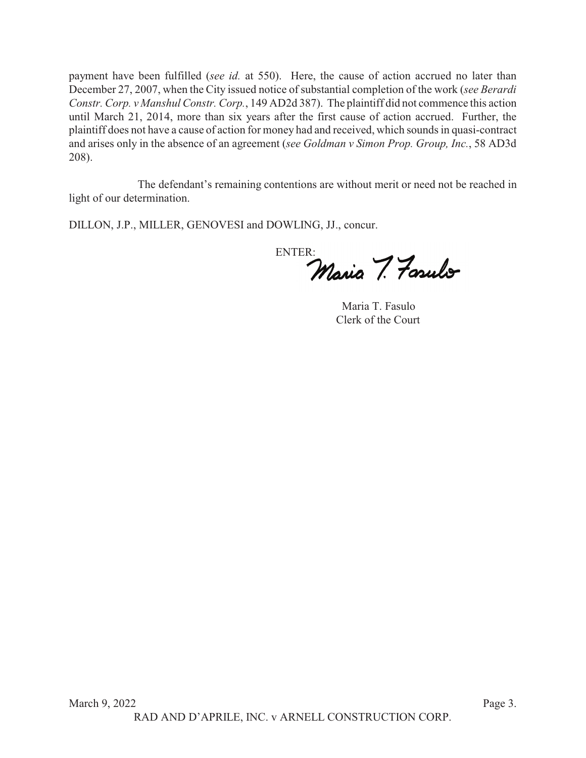payment have been fulfilled (*see id.* at 550). Here, the cause of action accrued no later than December 27, 2007, when the City issued notice of substantial completion of the work (*see Berardi Constr. Corp. v Manshul Constr. Corp.*, 149 AD2d 387). The plaintiff did not commence this action until March 21, 2014, more than six years after the first cause of action accrued. Further, the plaintiff does not have a cause of action for money had and received, which sounds in quasi-contract and arises only in the absence of an agreement (*see Goldman v Simon Prop. Group, Inc.*, 58 AD3d 208).

The defendant's remaining contentions are without merit or need not be reached in light of our determination.

DILLON, J.P., MILLER, GENOVESI and DOWLING, JJ., concur.

ENTER: *Maria T. Fasulo*

Maria T. Fasulo
Clerk of the Court

March 9, 2022

RAD AND D'APRILE, INC. v ARNELL CONSTRUCTION CORP.